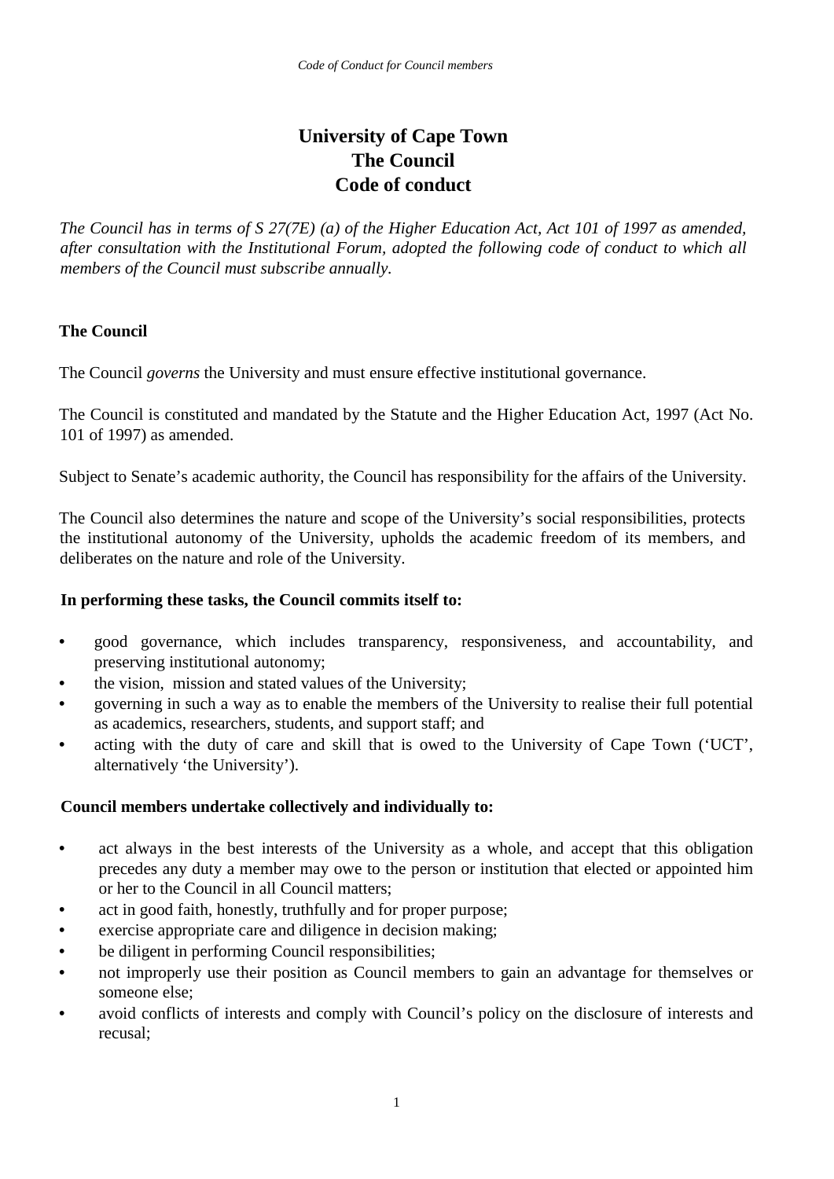# University of Cape Town
# The Council
# Code of conduct

*The Council has in terms of S 27(7E) (a) of the Higher Education Act, Act 101 of 1997 as amended, after consultation with the Institutional Forum, adopted the following code of conduct to which all members of the Council must subscribe annually.*

**The Council**

The Council *governs* the University and must ensure effective institutional governance.

The Council is constituted and mandated by the Statute and the Higher Education Act, 1997 (Act No. 101 of 1997) as amended.

Subject to Senate's academic authority, the Council has responsibility for the affairs of the University.

The Council also determines the nature and scope of the University's social responsibilities, protects the institutional autonomy of the University, upholds the academic freedom of its members, and deliberates on the nature and role of the University.

**In performing these tasks, the Council commits itself to:**

- good governance, which includes transparency, responsiveness, and accountability, and preserving institutional autonomy;
- the vision, mission and stated values of the University;
- governing in such a way as to enable the members of the University to realise their full potential as academics, researchers, students, and support staff; and
- acting with the duty of care and skill that is owed to the University of Cape Town ('UCT', alternatively 'the University').

**Council members undertake collectively and individually to:**

- act always in the best interests of the University as a whole, and accept that this obligation precedes any duty a member may owe to the person or institution that elected or appointed him or her to the Council in all Council matters;
- act in good faith, honestly, truthfully and for proper purpose;
- exercise appropriate care and diligence in decision making;
- be diligent in performing Council responsibilities;
- not improperly use their position as Council members to gain an advantage for themselves or someone else;
- avoid conflicts of interests and comply with Council's policy on the disclosure of interests and recusal;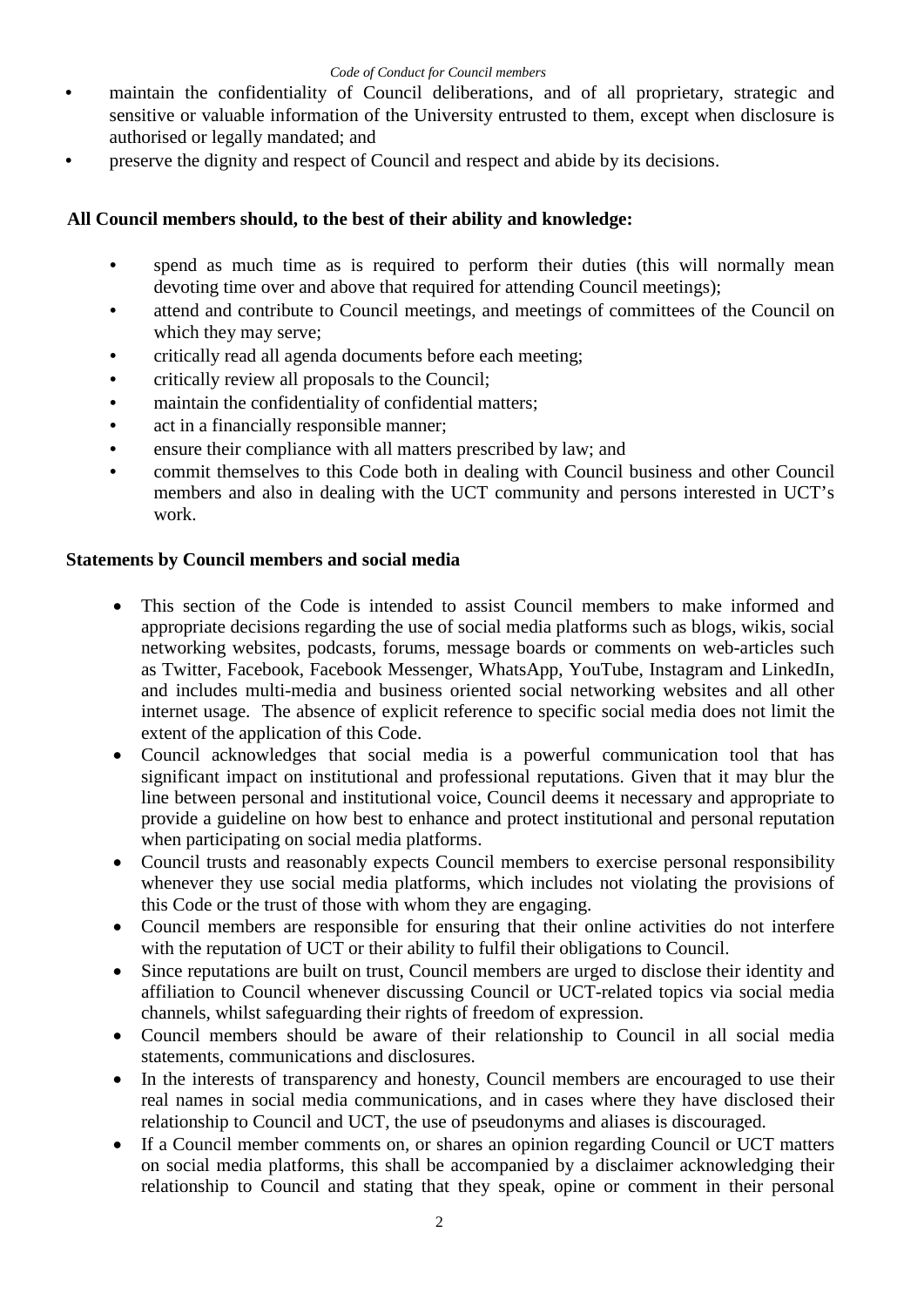- maintain the confidentiality of Council deliberations, and of all proprietary, strategic and sensitive or valuable information of the University entrusted to them, except when disclosure is authorised or legally mandated; and
- preserve the dignity and respect of Council and respect and abide by its decisions.

**All Council members should, to the best of their ability and knowledge:**

- spend as much time as is required to perform their duties (this will normally mean devoting time over and above that required for attending Council meetings);
- attend and contribute to Council meetings, and meetings of committees of the Council on which they may serve;
- critically read all agenda documents before each meeting;
- critically review all proposals to the Council;
- maintain the confidentiality of confidential matters;
- act in a financially responsible manner;
- ensure their compliance with all matters prescribed by law; and
- commit themselves to this Code both in dealing with Council business and other Council members and also in dealing with the UCT community and persons interested in UCT's work.

**Statements by Council members and social media**

- This section of the Code is intended to assist Council members to make informed and appropriate decisions regarding the use of social media platforms such as blogs, wikis, social networking websites, podcasts, forums, message boards or comments on web-articles such as Twitter, Facebook, Facebook Messenger, WhatsApp, YouTube, Instagram and LinkedIn, and includes multi-media and business oriented social networking websites and all other internet usage. The absence of explicit reference to specific social media does not limit the extent of the application of this Code.
- Council acknowledges that social media is a powerful communication tool that has significant impact on institutional and professional reputations. Given that it may blur the line between personal and institutional voice, Council deems it necessary and appropriate to provide a guideline on how best to enhance and protect institutional and personal reputation when participating on social media platforms.
- Council trusts and reasonably expects Council members to exercise personal responsibility whenever they use social media platforms, which includes not violating the provisions of this Code or the trust of those with whom they are engaging.
- Council members are responsible for ensuring that their online activities do not interfere with the reputation of UCT or their ability to fulfil their obligations to Council.
- Since reputations are built on trust, Council members are urged to disclose their identity and affiliation to Council whenever discussing Council or UCT-related topics via social media channels, whilst safeguarding their rights of freedom of expression.
- Council members should be aware of their relationship to Council in all social media statements, communications and disclosures.
- In the interests of transparency and honesty, Council members are encouraged to use their real names in social media communications, and in cases where they have disclosed their relationship to Council and UCT, the use of pseudonyms and aliases is discouraged.
- If a Council member comments on, or shares an opinion regarding Council or UCT matters on social media platforms, this shall be accompanied by a disclaimer acknowledging their relationship to Council and stating that they speak, opine or comment in their personal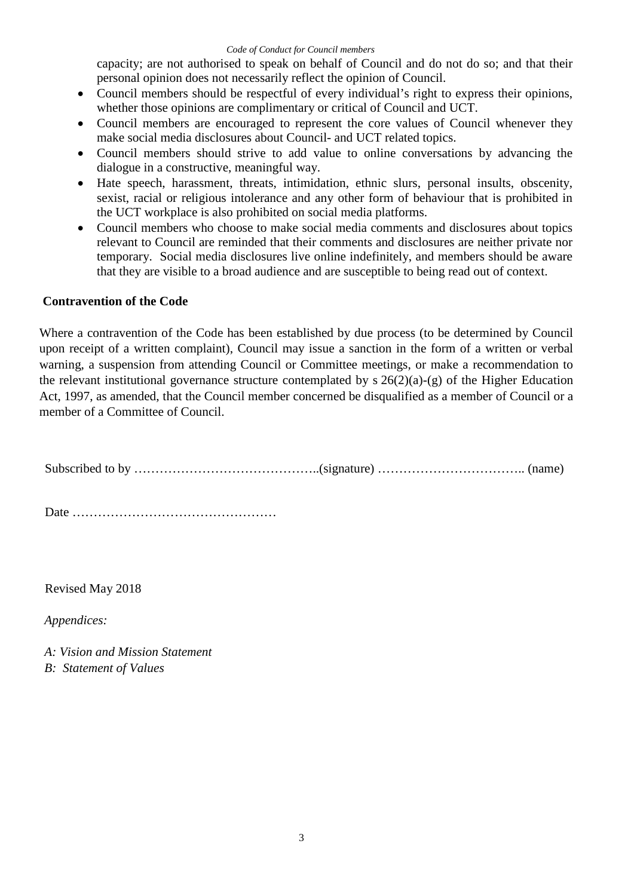capacity; are not authorised to speak on behalf of Council and do not do so; and that their personal opinion does not necessarily reflect the opinion of Council.

- Council members should be respectful of every individual's right to express their opinions, whether those opinions are complimentary or critical of Council and UCT.
- Council members are encouraged to represent the core values of Council whenever they make social media disclosures about Council- and UCT related topics.
- Council members should strive to add value to online conversations by advancing the dialogue in a constructive, meaningful way.
- Hate speech, harassment, threats, intimidation, ethnic slurs, personal insults, obscenity, sexist, racial or religious intolerance and any other form of behaviour that is prohibited in the UCT workplace is also prohibited on social media platforms.
- Council members who choose to make social media comments and disclosures about topics relevant to Council are reminded that their comments and disclosures are neither private nor temporary. Social media disclosures live online indefinitely, and members should be aware that they are visible to a broad audience and are susceptible to being read out of context.

**Contravention of the Code**

Where a contravention of the Code has been established by due process (to be determined by Council upon receipt of a written complaint), Council may issue a sanction in the form of a written or verbal warning, a suspension from attending Council or Committee meetings, or make a recommendation to the relevant institutional governance structure contemplated by s 26(2)(a)-(g) of the Higher Education Act, 1997, as amended, that the Council member concerned be disqualified as a member of Council or a member of a Committee of Council.

Subscribed to by ……………………………………..(signature) …………………………….. (name)

Date …………………………………………

Revised May 2018

*Appendices:*

*A: Vision and Mission Statement*
*B: Statement of Values*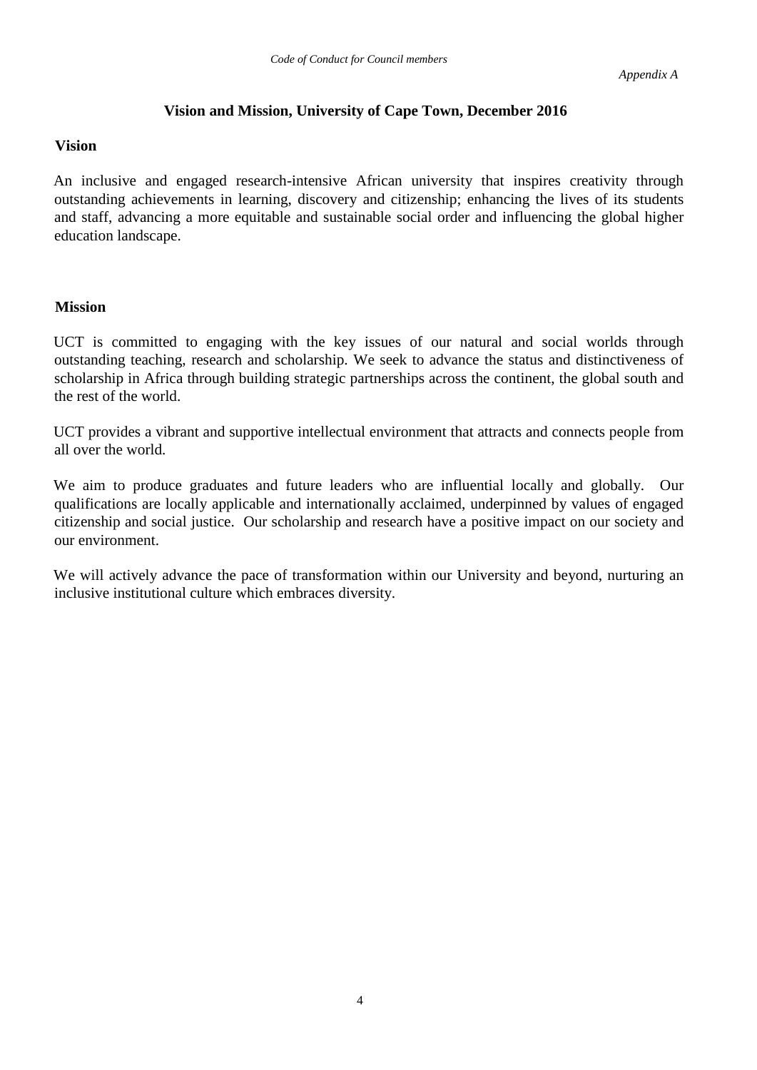*Appendix A*

## Vision and Mission, University of Cape Town, December 2016

### Vision

An inclusive and engaged research-intensive African university that inspires creativity through outstanding achievements in learning, discovery and citizenship; enhancing the lives of its students and staff, advancing a more equitable and sustainable social order and influencing the global higher education landscape.

### Mission

UCT is committed to engaging with the key issues of our natural and social worlds through outstanding teaching, research and scholarship. We seek to advance the status and distinctiveness of scholarship in Africa through building strategic partnerships across the continent, the global south and the rest of the world.

UCT provides a vibrant and supportive intellectual environment that attracts and connects people from all over the world.

We aim to produce graduates and future leaders who are influential locally and globally. Our qualifications are locally applicable and internationally acclaimed, underpinned by values of engaged citizenship and social justice. Our scholarship and research have a positive impact on our society and our environment.

We will actively advance the pace of transformation within our University and beyond, nurturing an inclusive institutional culture which embraces diversity.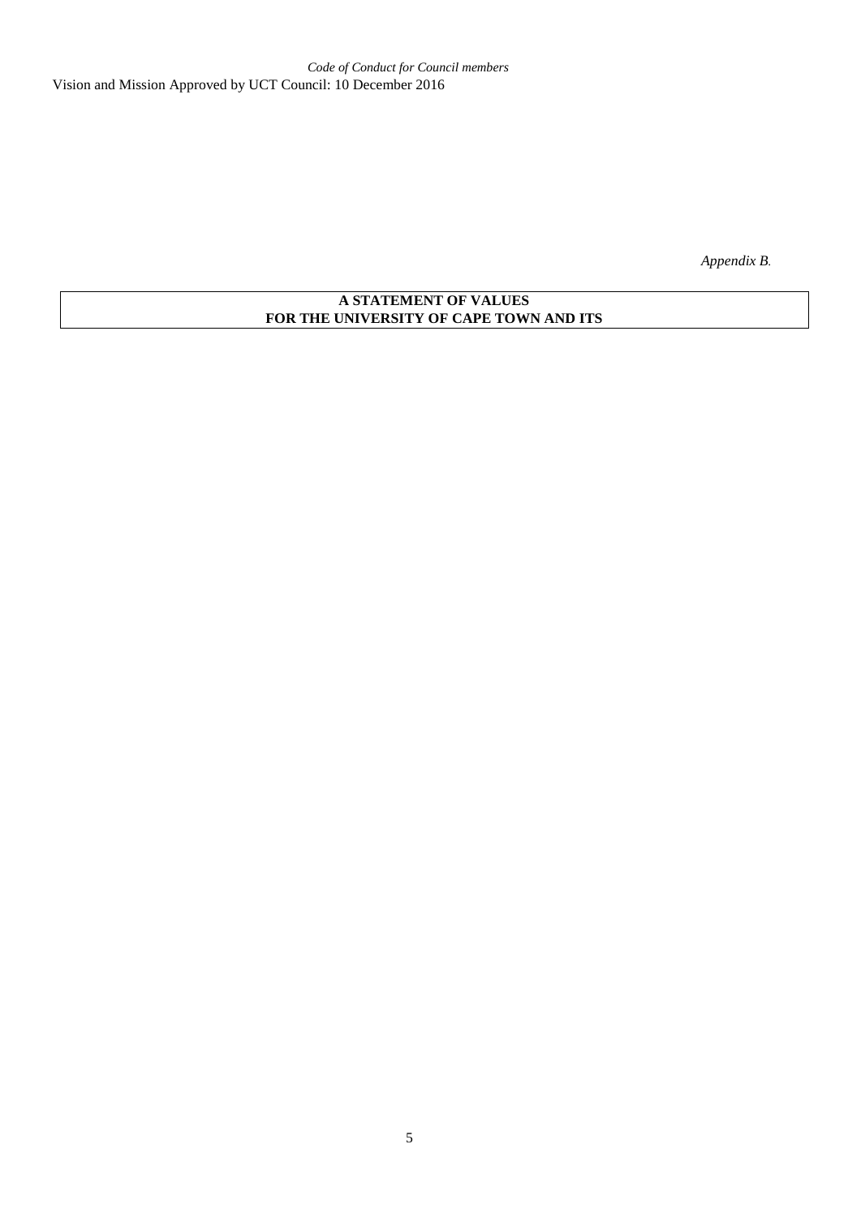*Code of Conduct for Council members*

Vision and Mission Approved by UCT Council: 10 December 2016

*Appendix B.*

**A STATEMENT OF VALUES**
**FOR THE UNIVERSITY OF CAPE TOWN AND ITS**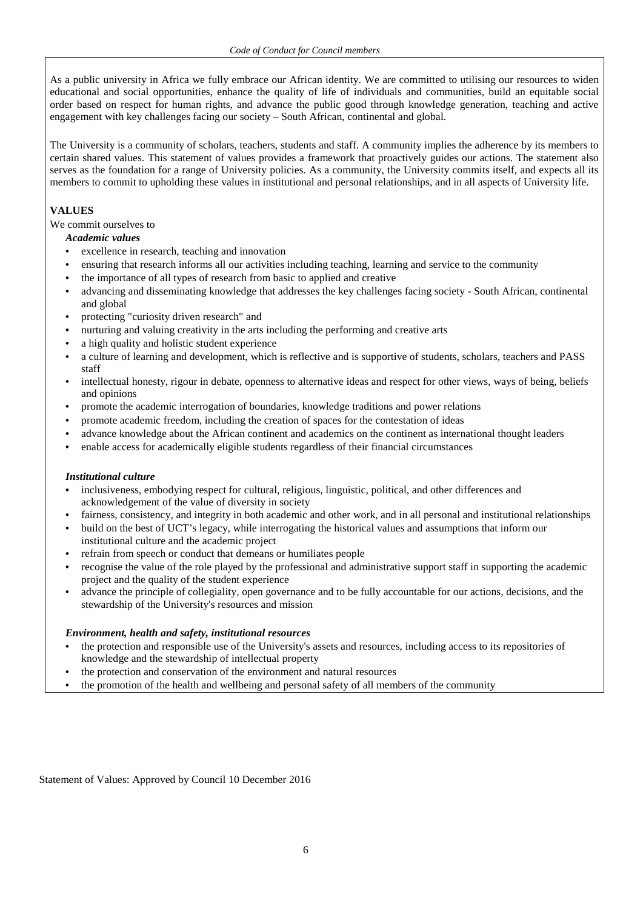As a public university in Africa we fully embrace our African identity. We are committed to utilising our resources to widen educational and social opportunities, enhance the quality of life of individuals and communities, build an equitable social order based on respect for human rights, and advance the public good through knowledge generation, teaching and active engagement with key challenges facing our society – South African, continental and global.

The University is a community of scholars, teachers, students and staff. A community implies the adherence by its members to certain shared values. This statement of values provides a framework that proactively guides our actions. The statement also serves as the foundation for a range of University policies. As a community, the University commits itself, and expects all its members to commit to upholding these values in institutional and personal relationships, and in all aspects of University life.

**VALUES**

We commit ourselves to

***Academic values***

- excellence in research, teaching and innovation
- ensuring that research informs all our activities including teaching, learning and service to the community
- the importance of all types of research from basic to applied and creative
- advancing and disseminating knowledge that addresses the key challenges facing society - South African, continental and global
- protecting "curiosity driven research" and
- nurturing and valuing creativity in the arts including the performing and creative arts
- a high quality and holistic student experience
- a culture of learning and development, which is reflective and is supportive of students, scholars, teachers and PASS staff
- intellectual honesty, rigour in debate, openness to alternative ideas and respect for other views, ways of being, beliefs and opinions
- promote the academic interrogation of boundaries, knowledge traditions and power relations
- promote academic freedom, including the creation of spaces for the contestation of ideas
- advance knowledge about the African continent and academics on the continent as international thought leaders
- enable access for academically eligible students regardless of their financial circumstances

***Institutional culture***

- inclusiveness, embodying respect for cultural, religious, linguistic, political, and other differences and acknowledgement of the value of diversity in society
- fairness, consistency, and integrity in both academic and other work, and in all personal and institutional relationships
- build on the best of UCT's legacy, while interrogating the historical values and assumptions that inform our institutional culture and the academic project
- refrain from speech or conduct that demeans or humiliates people
- recognise the value of the role played by the professional and administrative support staff in supporting the academic project and the quality of the student experience
- advance the principle of collegiality, open governance and to be fully accountable for our actions, decisions, and the stewardship of the University's resources and mission

***Environment, health and safety, institutional resources***

- the protection and responsible use of the University's assets and resources, including access to its repositories of knowledge and the stewardship of intellectual property
- the protection and conservation of the environment and natural resources
- the promotion of the health and wellbeing and personal safety of all members of the community

Statement of Values: Approved by Council 10 December 2016